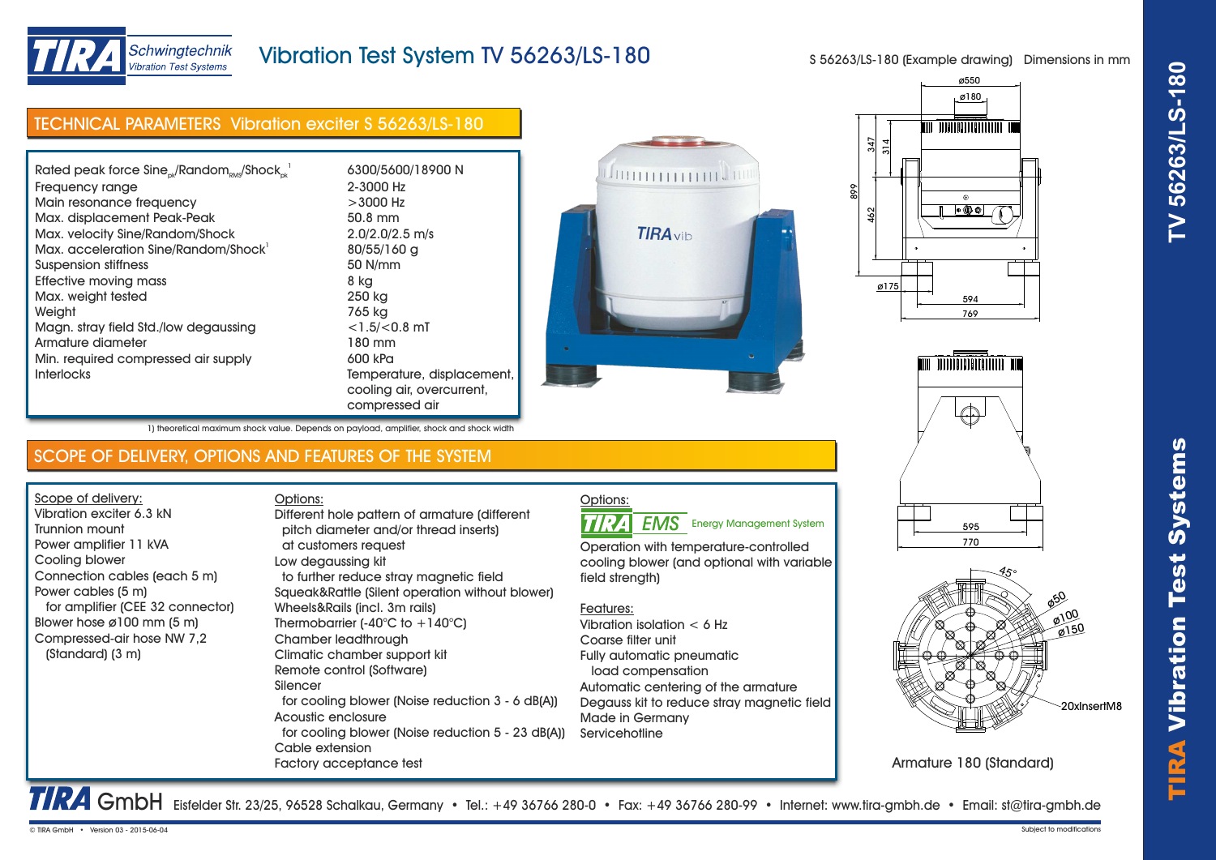# Vibration Test System TV 56263/LS-180

S 56263/LS-180 (Example drawing) Dimensions in mm

## TECHNICAL PARAMETERS Vibration exciter S 56263/LS-180

| | |
|---|---|
| Rated peak force Sine$_{pk}$/Random$_{RMS}$/Shock$_{pk}$ [1] | 6300/5600/18900 N |
| Frequency range | 2-3000 Hz |
| Main resonance frequency | >3000 Hz |
| Max. displacement Peak-Peak | 50.8 mm |
| Max. velocity Sine/Random/Shock | 2.0/2.0/2.5 m/s |
| Max. acceleration Sine/Random/Shock[1] | 80/55/160 g |
| Suspension stiffness | 50 N/mm |
| Effective moving mass | 8 kg |
| Max. weight tested | 250 kg |
| Weight | 765 kg |
| Magn. stray field Std./low degaussing | <1.5/<0.8 mT |
| Armature diameter | 180 mm |
| Min. required compressed air supply | 600 kPa |
| Interlocks | Temperature, displacement, cooling air, overcurrent, compressed air |

1) theoretical maximum shock value. Depends on payload, amplifier, shock and shock width

## SCOPE OF DELIVERY, OPTIONS AND FEATURES OF THE SYSTEM

**Scope of delivery:**

- Vibration exciter 6.3 kN
- Trunnion mount
- Power amplifier 11 kVA
- Cooling blower
- Connection cables (each 5 m)
- Power cables (5 m) for amplifier (CEE 32 connector)
- Blower hose ø100 mm (5 m)
- Compressed-air hose NW 7,2 (Standard) (3 m)

**Options:**

- Different hole pattern of armature (different pitch diameter and/or thread inserts) at customers request
- Low degaussing kit to further reduce stray magnetic field
- Squeak&Rattle (Silent operation without blower)
- Wheels&Rails (incl. 3m rails)
- Thermobarrier (-40°C to +140°C)
- Chamber leadthrough
- Climatic chamber support kit
- Remote control (Software)
- Silencer for cooling blower (Noise reduction 3 - 6 dB(A))
- Acoustic enclosure for cooling blower (Noise reduction 5 - 23 dB(A))
- Cable extension
- Factory acceptance test

**Options:**

TIRA EMS Energy Management System

Operation with temperature-controlled cooling blower (and optional with variable field strength)

**Features:**

- Vibration isolation < 6 Hz
- Coarse filter unit
- Fully automatic pneumatic load compensation
- Automatic centering of the armature
- Degauss kit to reduce stray magnetic field
- Made in Germany
- Servicehotline

Dimensions: ø550, ø180, 347, 314, 899, 462, ø175, 594, 769, 595, 770

Armature: 45°, ø50, ø100, ø150, 20xInsertM8

Armature 180 (Standard)

TIRA GmbH Eisfelder Str. 23/25, 96528 Schalkau, Germany • Tel.: +49 36766 280-0 • Fax: +49 36766 280-99 • Internet: www.tira-gmbh.de • Email: st@tira-gmbh.de

© TIRA GmbH • Version 03 - 2015-06-04 — Subject to modifications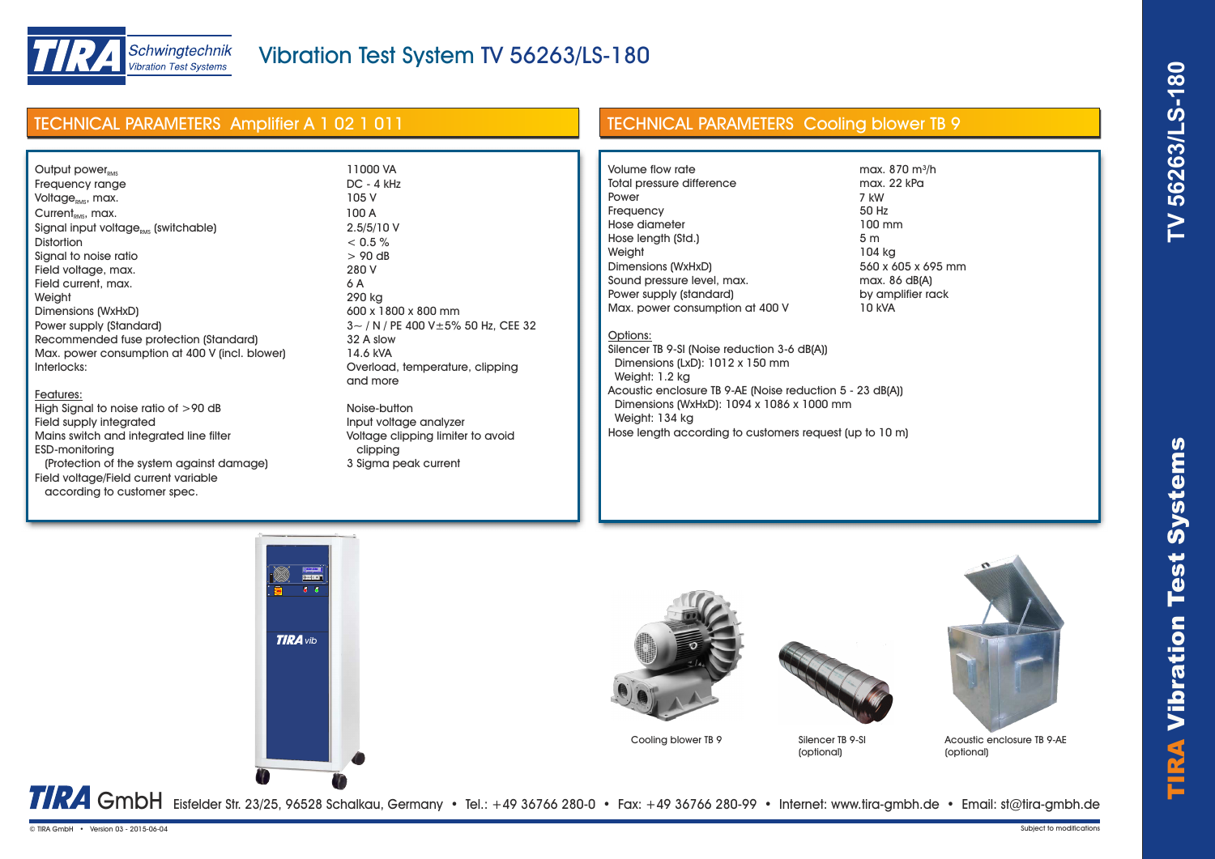# Vibration Test System TV 56263/LS-180

## TECHNICAL PARAMETERS Amplifier A 1 02 1 011

| | |
|---|---|
| Output power$_{RMS}$ | 11000 VA |
| Frequency range | DC - 4 kHz |
| Voltage$_{RMS}$, max. | 105 V |
| Current$_{RMS}$, max. | 100 A |
| Signal input voltage$_{RMS}$ (switchable) | 2.5/5/10 V |
| Distortion | < 0.5 % |
| Signal to noise ratio | > 90 dB |
| Field voltage, max. | 280 V |
| Field current, max. | 6 A |
| Weight | 290 kg |
| Dimensions (WxHxD) | 600 x 1800 x 800 mm |
| Power supply (Standard) | 3~ / N / PE 400 V±5% 50 Hz, CEE 32 |
| Recommended fuse protection (Standard) | 32 A slow |
| Max. power consumption at 400 V (incl. blower) | 14.6 kVA |
| Interlocks: | Overload, temperature, clipping and more |

Features:

- High Signal to noise ratio of >90 dB
- Field supply integrated
- Mains switch and integrated line filter
- ESD-monitoring (Protection of the system against damage)
- Field voltage/Field current variable according to customer spec.
- Noise-button
- Input voltage analyzer
- Voltage clipping limiter to avoid clipping
- 3 Sigma peak current

## TECHNICAL PARAMETERS Cooling blower TB 9

| | |
|---|---|
| Volume flow rate | max. 870 m³/h |
| Total pressure difference | max. 22 kPa |
| Power | 7 kW |
| Frequency | 50 Hz |
| Hose diameter | 100 mm |
| Hose length (Std.) | 5 m |
| Weight | 104 kg |
| Dimensions (WxHxD) | 560 x 605 x 695 mm |
| Sound pressure level, max. | max. 86 dB(A) |
| Power supply (standard) | by amplifier rack |
| Max. power consumption at 400 V | 10 kVA |

Options:

Silencer TB 9-SI (Noise reduction 3-6 dB(A))
Dimensions (LxD): 1012 x 150 mm
Weight: 1.2 kg

Acoustic enclosure TB 9-AE (Noise reduction 5 - 23 dB(A))
Dimensions (WxHxD): 1094 x 1086 x 1000 mm
Weight: 134 kg

Hose length according to customers request (up to 10 m)

Cooling blower TB 9

Silencer TB 9-SI (optional)

Acoustic enclosure TB 9-AE (optional)

TIRA GmbH Eisfelder Str. 23/25, 96528 Schalkau, Germany • Tel.: +49 36766 280-0 • Fax: +49 36766 280-99 • Internet: www.tira-gmbh.de • Email: st@tira-gmbh.de

© TIRA GmbH • Version 03 - 2015-06-04

Subject to modifications